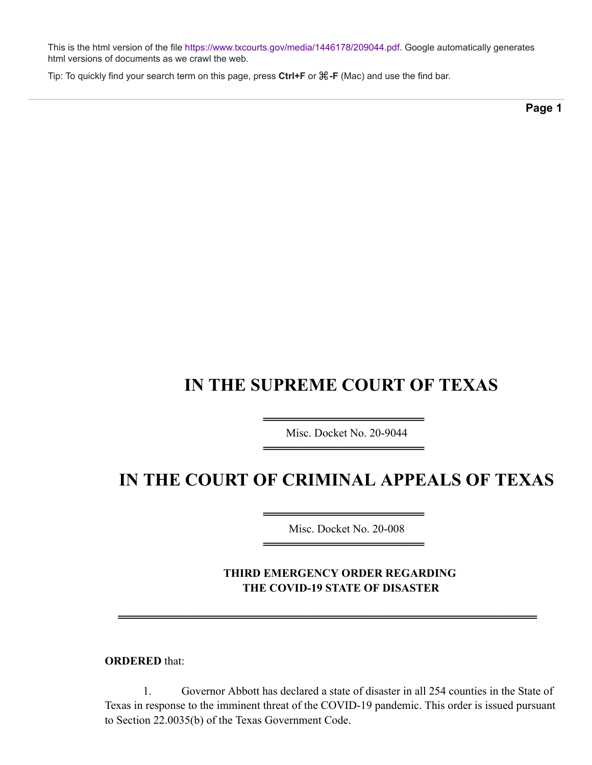This is the html version of the file https://www.txcourts.gov/media/1446178/209044.pdf. Google automatically generates html versions of documents as we crawl the web.

Tip: To quickly find your search term on this page, press **Ctrl+F** or **⌘-F** (Mac) and use the find bar.

# IN THE SUPREME COURT OF TEXAS

Misc. Docket No. 20-9044

# IN THE COURT OF CRIMINAL APPEALS OF TEXAS

Misc. Docket No. 20-008

**THIRD EMERGENCY ORDER REGARDING THE COVID-19 STATE OF DISASTER**

**ORDERED** that:

1. Governor Abbott has declared a state of disaster in all 254 counties in the State of Texas in response to the imminent threat of the COVID-19 pandemic. This order is issued pursuant to Section 22.0035(b) of the Texas Government Code.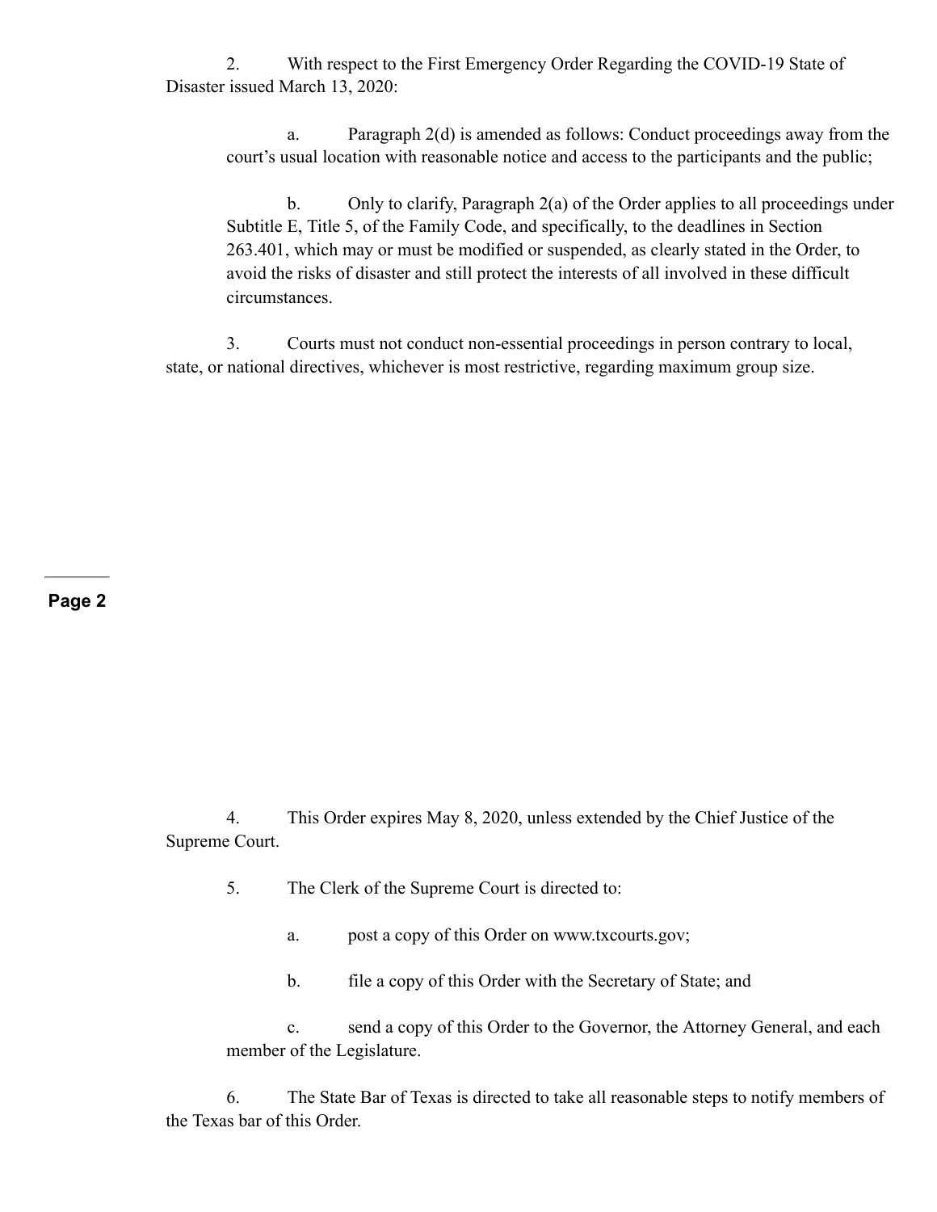2. With respect to the First Emergency Order Regarding the COVID-19 State of Disaster issued March 13, 2020:

  a. Paragraph 2(d) is amended as follows: Conduct proceedings away from the court's usual location with reasonable notice and access to the participants and the public;

  b. Only to clarify, Paragraph 2(a) of the Order applies to all proceedings under Subtitle E, Title 5, of the Family Code, and specifically, to the deadlines in Section 263.401, which may or must be modified or suspended, as clearly stated in the Order, to avoid the risks of disaster and still protect the interests of all involved in these difficult circumstances.

3. Courts must not conduct non-essential proceedings in person contrary to local, state, or national directives, whichever is most restrictive, regarding maximum group size.

4. This Order expires May 8, 2020, unless extended by the Chief Justice of the Supreme Court.

5. The Clerk of the Supreme Court is directed to:

  a. post a copy of this Order on www.txcourts.gov;

  b. file a copy of this Order with the Secretary of State; and

  c. send a copy of this Order to the Governor, the Attorney General, and each member of the Legislature.

6. The State Bar of Texas is directed to take all reasonable steps to notify members of the Texas bar of this Order.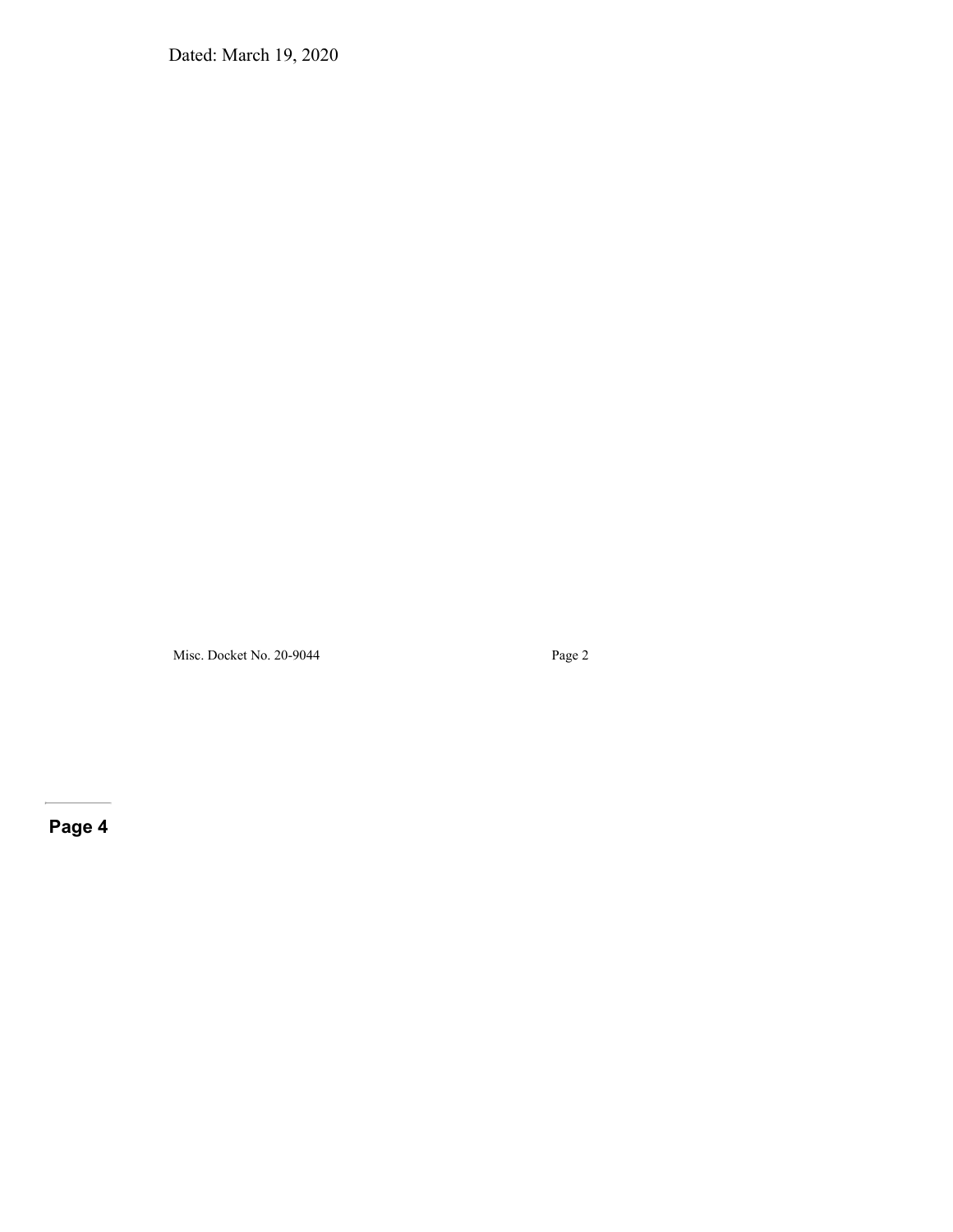Dated: March 19, 2020